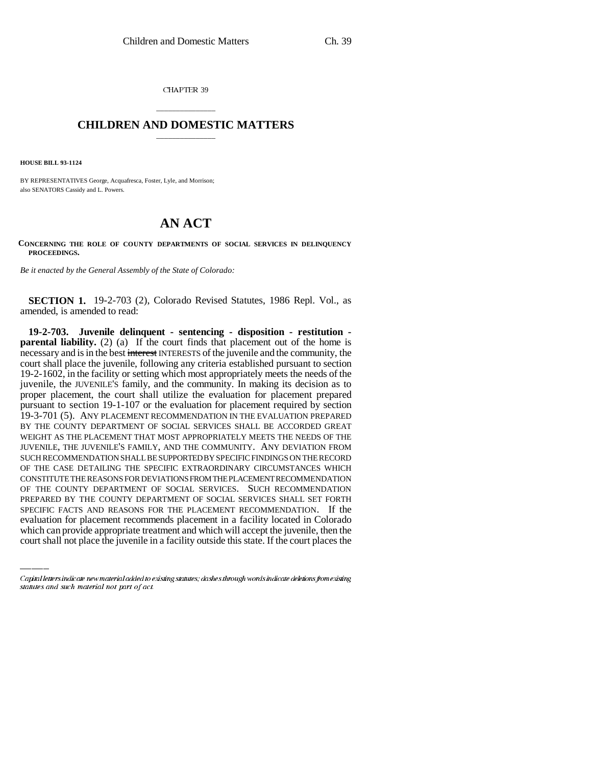CHAPTER 39

# CHILDREN AND DOMESTIC MATTERS

**HOUSE BILL 93-1124**

BY REPRESENTATIVES George, Acquafresca, Foster, Lyle, and Morrison;
also SENATORS Cassidy and L. Powers.

# AN ACT

**CONCERNING THE ROLE OF COUNTY DEPARTMENTS OF SOCIAL SERVICES IN DELINQUENCY PROCEEDINGS.**

*Be it enacted by the General Assembly of the State of Colorado:*

**SECTION 1.** 19-2-703 (2), Colorado Revised Statutes, 1986 Repl. Vol., as amended, is amended to read:

**19-2-703. Juvenile delinquent - sentencing - disposition - restitution - parental liability.** (2) (a) If the court finds that placement out of the home is necessary and is in the best ~~interest~~ INTERESTS of the juvenile and the community, the court shall place the juvenile, following any criteria established pursuant to section 19-2-1602, in the facility or setting which most appropriately meets the needs of the juvenile, the JUVENILE'S family, and the community. In making its decision as to proper placement, the court shall utilize the evaluation for placement prepared pursuant to section 19-1-107 or the evaluation for placement required by section 19-3-701 (5). ANY PLACEMENT RECOMMENDATION IN THE EVALUATION PREPARED BY THE COUNTY DEPARTMENT OF SOCIAL SERVICES SHALL BE ACCORDED GREAT WEIGHT AS THE PLACEMENT THAT MOST APPROPRIATELY MEETS THE NEEDS OF THE JUVENILE, THE JUVENILE'S FAMILY, AND THE COMMUNITY. ANY DEVIATION FROM SUCH RECOMMENDATION SHALL BE SUPPORTED BY SPECIFIC FINDINGS ON THE RECORD OF THE CASE DETAILING THE SPECIFIC EXTRAORDINARY CIRCUMSTANCES WHICH CONSTITUTE THE REASONS FOR DEVIATIONS FROM THE PLACEMENT RECOMMENDATION OF THE COUNTY DEPARTMENT OF SOCIAL SERVICES. SUCH RECOMMENDATION PREPARED BY THE COUNTY DEPARTMENT OF SOCIAL SERVICES SHALL SET FORTH SPECIFIC FACTS AND REASONS FOR THE PLACEMENT RECOMMENDATION. If the evaluation for placement recommends placement in a facility located in Colorado which can provide appropriate treatment and which will accept the juvenile, then the court shall not place the juvenile in a facility outside this state. If the court places the

*Capital letters indicate new material added to existing statutes; dashes through words indicate deletions from existing statutes and such material not part of act.*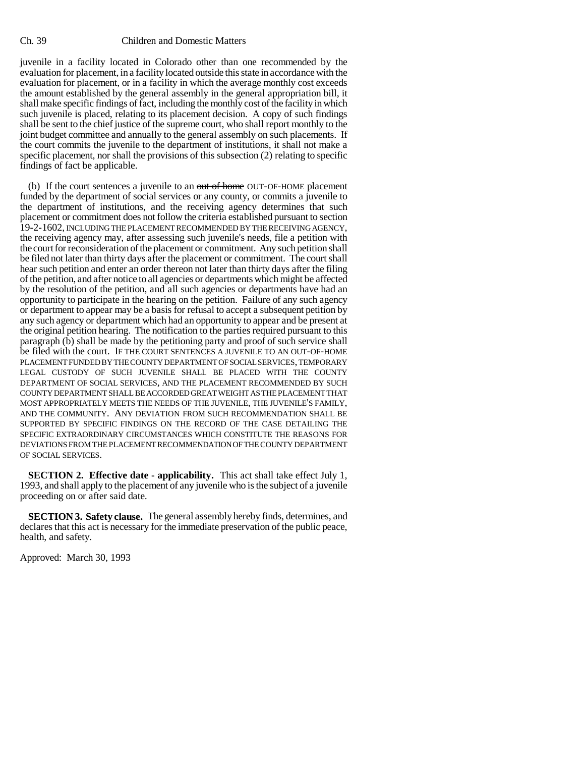juvenile in a facility located in Colorado other than one recommended by the evaluation for placement, in a facility located outside this state in accordance with the evaluation for placement, or in a facility in which the average monthly cost exceeds the amount established by the general assembly in the general appropriation bill, it shall make specific findings of fact, including the monthly cost of the facility in which such juvenile is placed, relating to its placement decision. A copy of such findings shall be sent to the chief justice of the supreme court, who shall report monthly to the joint budget committee and annually to the general assembly on such placements. If the court commits the juvenile to the department of institutions, it shall not make a specific placement, nor shall the provisions of this subsection (2) relating to specific findings of fact be applicable.

(b) If the court sentences a juvenile to an ~~out of home~~ OUT-OF-HOME placement funded by the department of social services or any county, or commits a juvenile to the department of institutions, and the receiving agency determines that such placement or commitment does not follow the criteria established pursuant to section 19-2-1602, INCLUDING THE PLACEMENT RECOMMENDED BY THE RECEIVING AGENCY, the receiving agency may, after assessing such juvenile's needs, file a petition with the court for reconsideration of the placement or commitment. Any such petition shall be filed not later than thirty days after the placement or commitment. The court shall hear such petition and enter an order thereon not later than thirty days after the filing of the petition, and after notice to all agencies or departments which might be affected by the resolution of the petition, and all such agencies or departments have had an opportunity to participate in the hearing on the petition. Failure of any such agency or department to appear may be a basis for refusal to accept a subsequent petition by any such agency or department which had an opportunity to appear and be present at the original petition hearing. The notification to the parties required pursuant to this paragraph (b) shall be made by the petitioning party and proof of such service shall be filed with the court. IF THE COURT SENTENCES A JUVENILE TO AN OUT-OF-HOME PLACEMENT FUNDED BY THE COUNTY DEPARTMENT OF SOCIAL SERVICES, TEMPORARY LEGAL CUSTODY OF SUCH JUVENILE SHALL BE PLACED WITH THE COUNTY DEPARTMENT OF SOCIAL SERVICES, AND THE PLACEMENT RECOMMENDED BY SUCH COUNTY DEPARTMENT SHALL BE ACCORDED GREAT WEIGHT AS THE PLACEMENT THAT MOST APPROPRIATELY MEETS THE NEEDS OF THE JUVENILE, THE JUVENILE'S FAMILY, AND THE COMMUNITY. ANY DEVIATION FROM SUCH RECOMMENDATION SHALL BE SUPPORTED BY SPECIFIC FINDINGS ON THE RECORD OF THE CASE DETAILING THE SPECIFIC EXTRAORDINARY CIRCUMSTANCES WHICH CONSTITUTE THE REASONS FOR DEVIATIONS FROM THE PLACEMENT RECOMMENDATION OF THE COUNTY DEPARTMENT OF SOCIAL SERVICES.

**SECTION 2. Effective date - applicability.** This act shall take effect July 1, 1993, and shall apply to the placement of any juvenile who is the subject of a juvenile proceeding on or after said date.

**SECTION 3. Safety clause.** The general assembly hereby finds, determines, and declares that this act is necessary for the immediate preservation of the public peace, health, and safety.

Approved: March 30, 1993